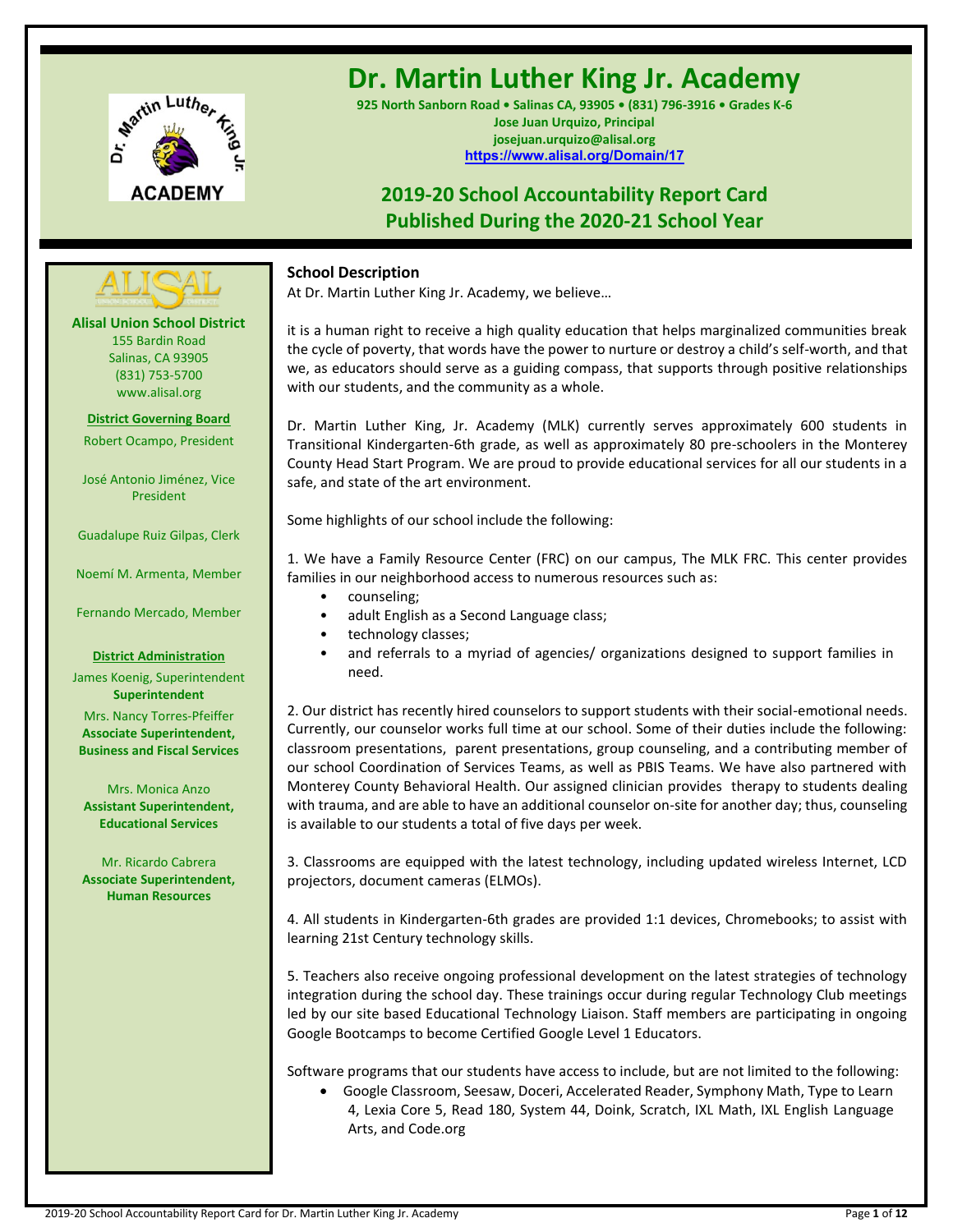# Dr. Martin Luther King Jr. Academy

**925 North Sanborn Road • Salinas CA, 93905 • (831) 796-3916 • Grades K-6**
**Jose Juan Urquizo, Principal**
**josejuan.urquizo@alisal.org**
**https://www.alisal.org/Domain/17**

## 2019-20 School Accountability Report Card
## Published During the 2020-21 School Year

**Alisal Union School District**
155 Bardin Road
Salinas, CA 93905
(831) 753-5700
www.alisal.org

**District Governing Board**

Robert Ocampo, President

José Antonio Jiménez, Vice President

Guadalupe Ruiz Gilpas, Clerk

Noemí M. Armenta, Member

Fernando Mercado, Member

**District Administration**

James Koenig, Superintendent
**Superintendent**

Mrs. Nancy Torres-Pfeiffer
**Associate Superintendent, Business and Fiscal Services**

Mrs. Monica Anzo
**Assistant Superintendent, Educational Services**

Mr. Ricardo Cabrera
**Associate Superintendent, Human Resources**

### School Description

At Dr. Martin Luther King Jr. Academy, we believe…

it is a human right to receive a high quality education that helps marginalized communities break the cycle of poverty, that words have the power to nurture or destroy a child's self-worth, and that we, as educators should serve as a guiding compass, that supports through positive relationships with our students, and the community as a whole.

Dr. Martin Luther King, Jr. Academy (MLK) currently serves approximately 600 students in Transitional Kindergarten-6th grade, as well as approximately 80 pre-schoolers in the Monterey County Head Start Program. We are proud to provide educational services for all our students in a safe, and state of the art environment.

Some highlights of our school include the following:

1. We have a Family Resource Center (FRC) on our campus, The MLK FRC. This center provides families in our neighborhood access to numerous resources such as:
   - counseling;
   - adult English as a Second Language class;
   - technology classes;
   - and referrals to a myriad of agencies/ organizations designed to support families in need.

2. Our district has recently hired counselors to support students with their social-emotional needs. Currently, our counselor works full time at our school. Some of their duties include the following: classroom presentations, parent presentations, group counseling, and a contributing member of our school Coordination of Services Teams, as well as PBIS Teams. We have also partnered with Monterey County Behavioral Health. Our assigned clinician provides therapy to students dealing with trauma, and are able to have an additional counselor on-site for another day; thus, counseling is available to our students a total of five days per week.

3. Classrooms are equipped with the latest technology, including updated wireless Internet, LCD projectors, document cameras (ELMOs).

4. All students in Kindergarten-6th grades are provided 1:1 devices, Chromebooks; to assist with learning 21st Century technology skills.

5. Teachers also receive ongoing professional development on the latest strategies of technology integration during the school day. These trainings occur during regular Technology Club meetings led by our site based Educational Technology Liaison. Staff members are participating in ongoing Google Bootcamps to become Certified Google Level 1 Educators.

Software programs that our students have access to include, but are not limited to the following:

- Google Classroom, Seesaw, Doceri, Accelerated Reader, Symphony Math, Type to Learn 4, Lexia Core 5, Read 180, System 44, Doink, Scratch, IXL Math, IXL English Language Arts, and Code.org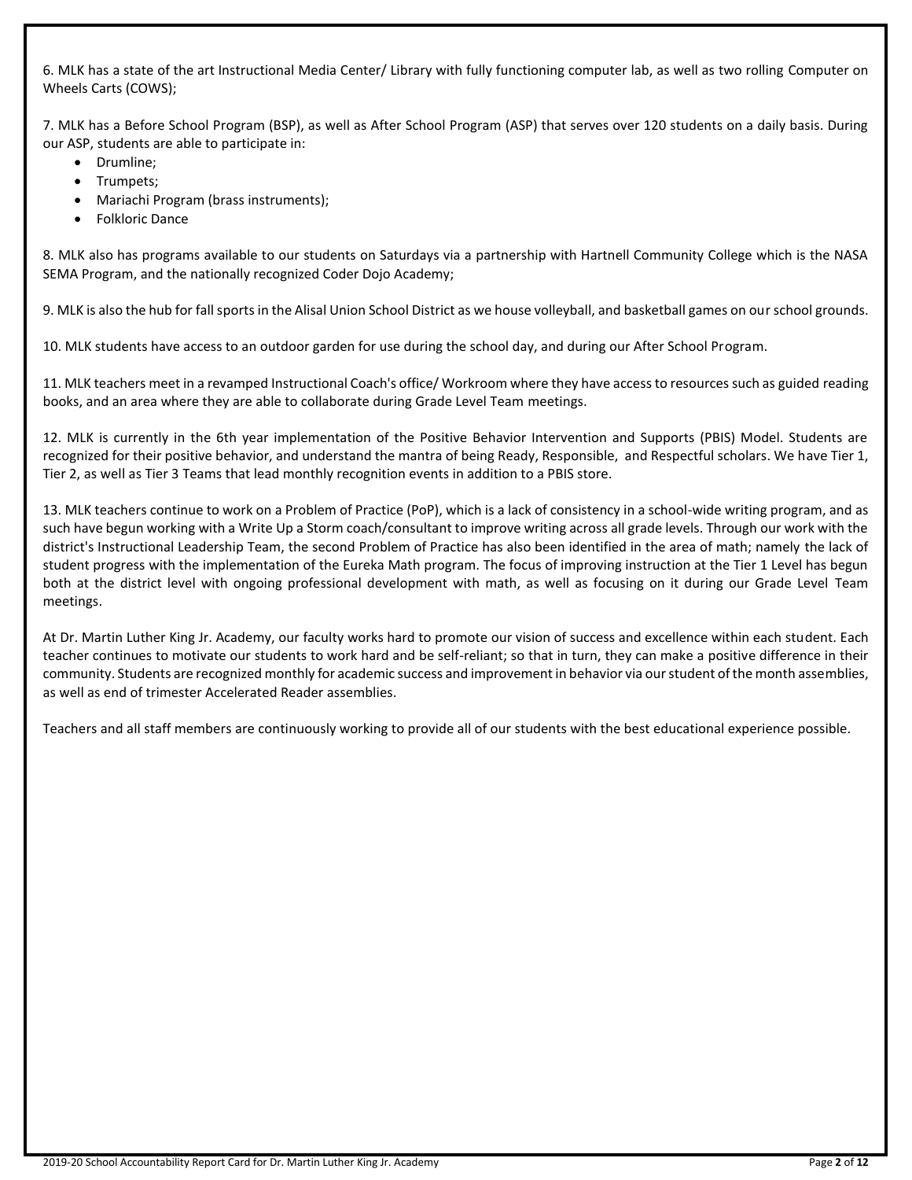6. MLK has a state of the art Instructional Media Center/ Library with fully functioning computer lab, as well as two rolling Computer on Wheels Carts (COWS);

7. MLK has a Before School Program (BSP), as well as After School Program (ASP) that serves over 120 students on a daily basis. During our ASP, students are able to participate in:

- Drumline;
- Trumpets;
- Mariachi Program (brass instruments);
- Folkloric Dance

8. MLK also has programs available to our students on Saturdays via a partnership with Hartnell Community College which is the NASA SEMA Program, and the nationally recognized Coder Dojo Academy;

9. MLK is also the hub for fall sports in the Alisal Union School District as we house volleyball, and basketball games on our school grounds.

10. MLK students have access to an outdoor garden for use during the school day, and during our After School Program.

11. MLK teachers meet in a revamped Instructional Coach's office/ Workroom where they have access to resources such as guided reading books, and an area where they are able to collaborate during Grade Level Team meetings.

12. MLK is currently in the 6th year implementation of the Positive Behavior Intervention and Supports (PBIS) Model. Students are recognized for their positive behavior, and understand the mantra of being Ready, Responsible, and Respectful scholars. We have Tier 1, Tier 2, as well as Tier 3 Teams that lead monthly recognition events in addition to a PBIS store.

13. MLK teachers continue to work on a Problem of Practice (PoP), which is a lack of consistency in a school-wide writing program, and as such have begun working with a Write Up a Storm coach/consultant to improve writing across all grade levels. Through our work with the district's Instructional Leadership Team, the second Problem of Practice has also been identified in the area of math; namely the lack of student progress with the implementation of the Eureka Math program. The focus of improving instruction at the Tier 1 Level has begun both at the district level with ongoing professional development with math, as well as focusing on it during our Grade Level Team meetings.

At Dr. Martin Luther King Jr. Academy, our faculty works hard to promote our vision of success and excellence within each student. Each teacher continues to motivate our students to work hard and be self-reliant; so that in turn, they can make a positive difference in their community. Students are recognized monthly for academic success and improvement in behavior via our student of the month assemblies, as well as end of trimester Accelerated Reader assemblies.

Teachers and all staff members are continuously working to provide all of our students with the best educational experience possible.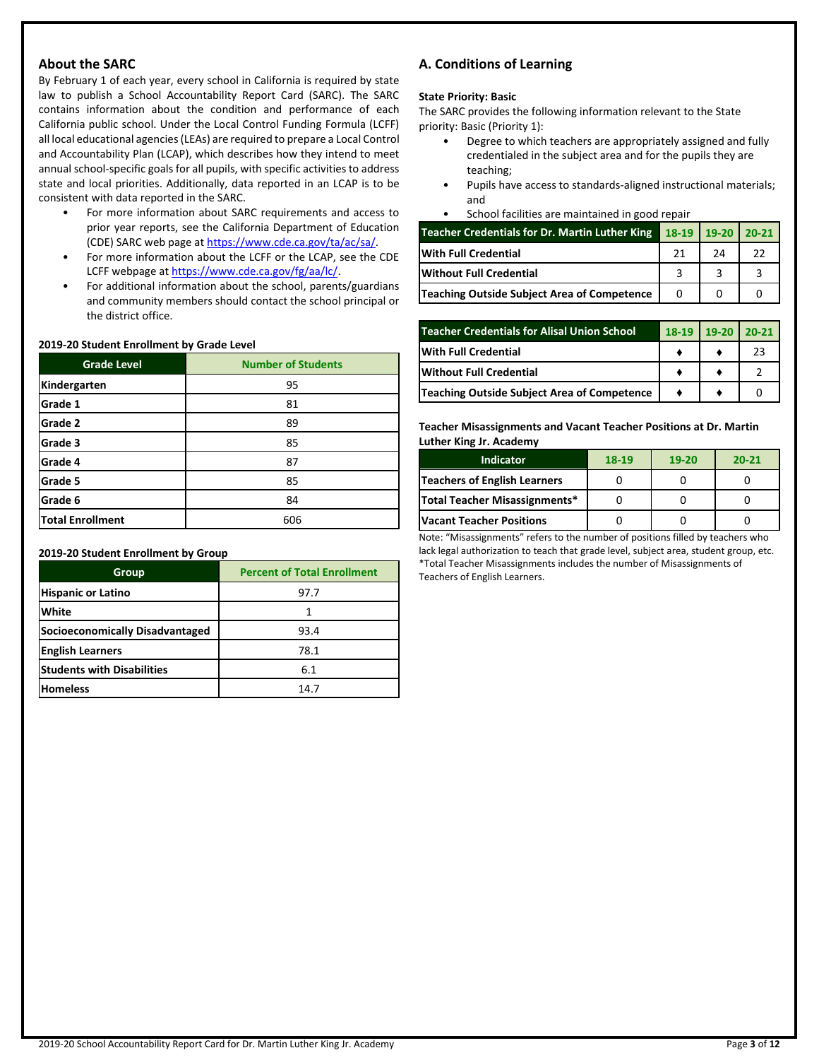## About the SARC

By February 1 of each year, every school in California is required by state law to publish a School Accountability Report Card (SARC). The SARC contains information about the condition and performance of each California public school. Under the Local Control Funding Formula (LCFF) all local educational agencies (LEAs) are required to prepare a Local Control and Accountability Plan (LCAP), which describes how they intend to meet annual school-specific goals for all pupils, with specific activities to address state and local priorities. Additionally, data reported in an LCAP is to be consistent with data reported in the SARC.

- For more information about SARC requirements and access to prior year reports, see the California Department of Education (CDE) SARC web page at https://www.cde.ca.gov/ta/ac/sa/.
- For more information about the LCFF or the LCAP, see the CDE LCFF webpage at https://www.cde.ca.gov/fg/aa/lc/.
- For additional information about the school, parents/guardians and community members should contact the school principal or the district office.

### 2019-20 Student Enrollment by Grade Level

| Grade Level | Number of Students |
|---|---|
| Kindergarten | 95 |
| Grade 1 | 81 |
| Grade 2 | 89 |
| Grade 3 | 85 |
| Grade 4 | 87 |
| Grade 5 | 85 |
| Grade 6 | 84 |
| Total Enrollment | 606 |

### 2019-20 Student Enrollment by Group

| Group | Percent of Total Enrollment |
|---|---|
| Hispanic or Latino | 97.7 |
| White | 1 |
| Socioeconomically Disadvantaged | 93.4 |
| English Learners | 78.1 |
| Students with Disabilities | 6.1 |
| Homeless | 14.7 |

## A. Conditions of Learning

**State Priority: Basic**

The SARC provides the following information relevant to the State priority: Basic (Priority 1):

- Degree to which teachers are appropriately assigned and fully credentialed in the subject area and for the pupils they are teaching;
- Pupils have access to standards-aligned instructional materials; and
- School facilities are maintained in good repair

| Teacher Credentials for Dr. Martin Luther King | 18-19 | 19-20 | 20-21 |
|---|---|---|---|
| With Full Credential | 21 | 24 | 22 |
| Without Full Credential | 3 | 3 | 3 |
| Teaching Outside Subject Area of Competence | 0 | 0 | 0 |

| Teacher Credentials for Alisal Union School | 18-19 | 19-20 | 20-21 |
|---|---|---|---|
| With Full Credential | ♦ | ♦ | 23 |
| Without Full Credential | ♦ | ♦ | 2 |
| Teaching Outside Subject Area of Competence | ♦ | ♦ | 0 |

### Teacher Misassignments and Vacant Teacher Positions at Dr. Martin Luther King Jr. Academy

| Indicator | 18-19 | 19-20 | 20-21 |
|---|---|---|---|
| Teachers of English Learners | 0 | 0 | 0 |
| Total Teacher Misassignments* | 0 | 0 | 0 |
| Vacant Teacher Positions | 0 | 0 | 0 |

Note: "Misassignments" refers to the number of positions filled by teachers who lack legal authorization to teach that grade level, subject area, student group, etc.
*Total Teacher Misassignments includes the number of Misassignments of Teachers of English Learners.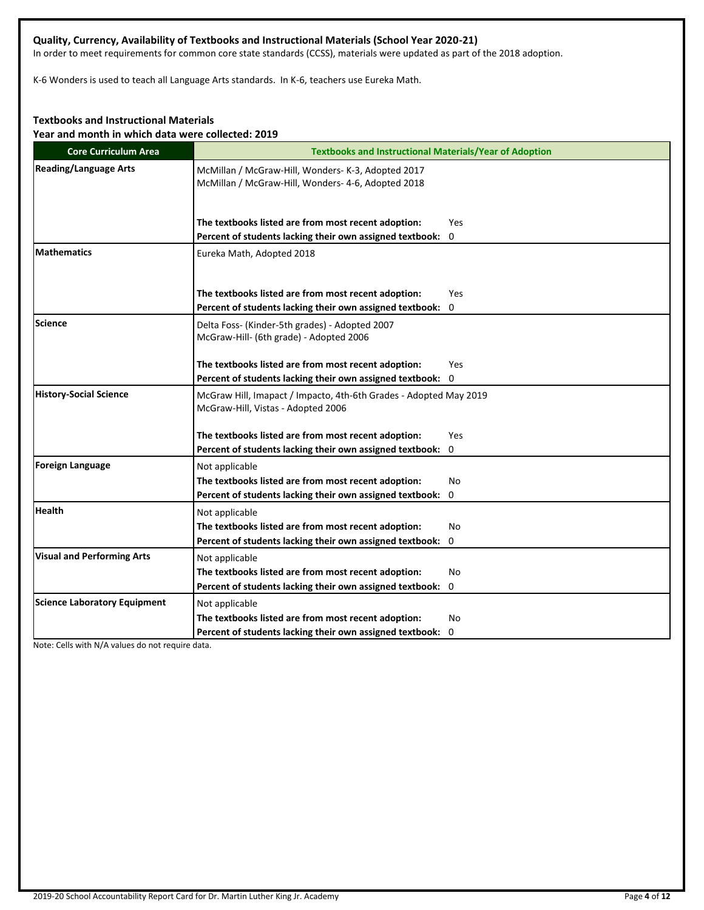### Quality, Currency, Availability of Textbooks and Instructional Materials (School Year 2020-21)

In order to meet requirements for common core state standards (CCSS), materials were updated as part of the 2018 adoption.

K-6 Wonders is used to teach all Language Arts standards. In K-6, teachers use Eureka Math.

### Textbooks and Instructional Materials

**Year and month in which data were collected: 2019**

| Core Curriculum Area | Textbooks and Instructional Materials/Year of Adoption |
| --- | --- |
| **Reading/Language Arts** | McMillan / McGraw-Hill, Wonders- K-3, Adopted 2017<br>McMillan / McGraw-Hill, Wonders- 4-6, Adopted 2018<br><br>**The textbooks listed are from most recent adoption:** Yes<br>**Percent of students lacking their own assigned textbook:** 0 |
| **Mathematics** | Eureka Math, Adopted 2018<br><br>**The textbooks listed are from most recent adoption:** Yes<br>**Percent of students lacking their own assigned textbook:** 0 |
| **Science** | Delta Foss- (Kinder-5th grades) - Adopted 2007<br>McGraw-Hill- (6th grade) - Adopted 2006<br><br>**The textbooks listed are from most recent adoption:** Yes<br>**Percent of students lacking their own assigned textbook:** 0 |
| **History-Social Science** | McGraw Hill, Imapact / Impacto, 4th-6th Grades - Adopted May 2019<br>McGraw-Hill, Vistas - Adopted 2006<br><br>**The textbooks listed are from most recent adoption:** Yes<br>**Percent of students lacking their own assigned textbook:** 0 |
| **Foreign Language** | Not applicable<br>**The textbooks listed are from most recent adoption:** No<br>**Percent of students lacking their own assigned textbook:** 0 |
| **Health** | Not applicable<br>**The textbooks listed are from most recent adoption:** No<br>**Percent of students lacking their own assigned textbook:** 0 |
| **Visual and Performing Arts** | Not applicable<br>**The textbooks listed are from most recent adoption:** No<br>**Percent of students lacking their own assigned textbook:** 0 |
| **Science Laboratory Equipment** | Not applicable<br>**The textbooks listed are from most recent adoption:** No<br>**Percent of students lacking their own assigned textbook:** 0 |

Note: Cells with N/A values do not require data.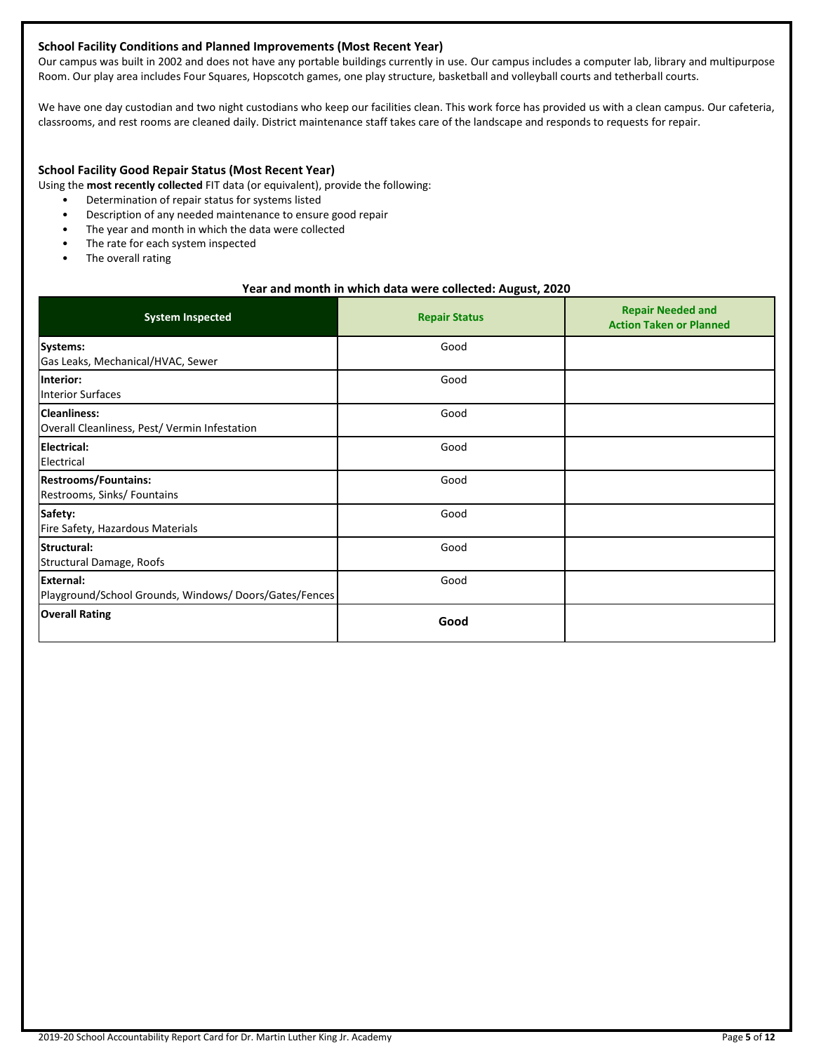## School Facility Conditions and Planned Improvements (Most Recent Year)

Our campus was built in 2002 and does not have any portable buildings currently in use. Our campus includes a computer lab, library and multipurpose Room. Our play area includes Four Squares, Hopscotch games, one play structure, basketball and volleyball courts and tetherball courts.

We have one day custodian and two night custodians who keep our facilities clean. This work force has provided us with a clean campus. Our cafeteria, classrooms, and rest rooms are cleaned daily. District maintenance staff takes care of the landscape and responds to requests for repair.

## School Facility Good Repair Status (Most Recent Year)

Using the **most recently collected** FIT data (or equivalent), provide the following:

- Determination of repair status for systems listed
- Description of any needed maintenance to ensure good repair
- The year and month in which the data were collected
- The rate for each system inspected
- The overall rating

**Year and month in which data were collected: August, 2020**

| System Inspected | Repair Status | Repair Needed and Action Taken or Planned |
|---|---|---|
| **Systems:** Gas Leaks, Mechanical/HVAC, Sewer | Good | |
| **Interior:** Interior Surfaces | Good | |
| **Cleanliness:** Overall Cleanliness, Pest/ Vermin Infestation | Good | |
| **Electrical:** Electrical | Good | |
| **Restrooms/Fountains:** Restrooms, Sinks/ Fountains | Good | |
| **Safety:** Fire Safety, Hazardous Materials | Good | |
| **Structural:** Structural Damage, Roofs | Good | |
| **External:** Playground/School Grounds, Windows/ Doors/Gates/Fences | Good | |
| **Overall Rating** | **Good** | |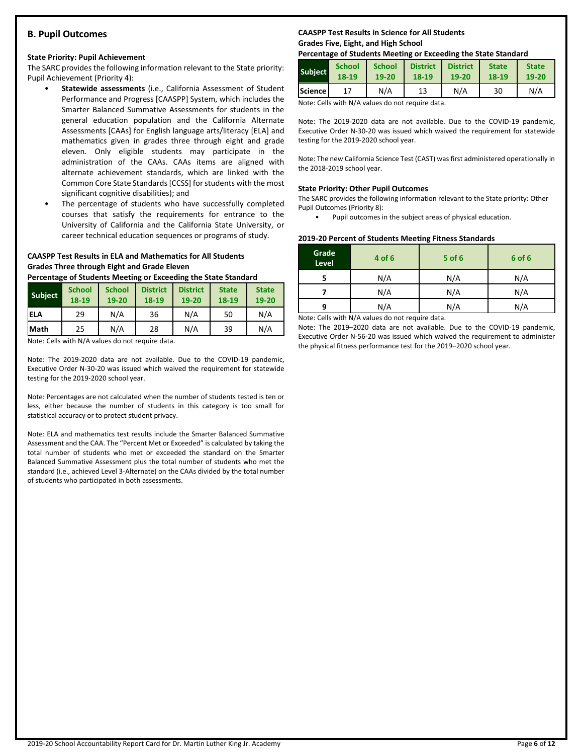## B. Pupil Outcomes

### State Priority: Pupil Achievement

The SARC provides the following information relevant to the State priority: Pupil Achievement (Priority 4):

- **Statewide assessments** (i.e., California Assessment of Student Performance and Progress [CAASPP] System, which includes the Smarter Balanced Summative Assessments for students in the general education population and the California Alternate Assessments [CAAs] for English language arts/literacy [ELA] and mathematics given in grades three through eight and grade eleven. Only eligible students may participate in the administration of the CAAs. CAAs items are aligned with alternate achievement standards, which are linked with the Common Core State Standards [CCSS] for students with the most significant cognitive disabilities); and
- The percentage of students who have successfully completed courses that satisfy the requirements for entrance to the University of California and the California State University, or career technical education sequences or programs of study.

**CAASPP Test Results in ELA and Mathematics for All Students**
**Grades Three through Eight and Grade Eleven**
**Percentage of Students Meeting or Exceeding the State Standard**

| Subject | School 18-19 | School 19-20 | District 18-19 | District 19-20 | State 18-19 | State 19-20 |
|---|---|---|---|---|---|---|
| ELA | 29 | N/A | 36 | N/A | 50 | N/A |
| Math | 25 | N/A | 28 | N/A | 39 | N/A |

Note: Cells with N/A values do not require data.

Note: The 2019-2020 data are not available. Due to the COVID-19 pandemic, Executive Order N-30-20 was issued which waived the requirement for statewide testing for the 2019-2020 school year.

Note: Percentages are not calculated when the number of students tested is ten or less, either because the number of students in this category is too small for statistical accuracy or to protect student privacy.

Note: ELA and mathematics test results include the Smarter Balanced Summative Assessment and the CAA. The "Percent Met or Exceeded" is calculated by taking the total number of students who met or exceeded the standard on the Smarter Balanced Summative Assessment plus the total number of students who met the standard (i.e., achieved Level 3-Alternate) on the CAAs divided by the total number of students who participated in both assessments.

**CAASPP Test Results in Science for All Students**
**Grades Five, Eight, and High School**
**Percentage of Students Meeting or Exceeding the State Standard**

| Subject | School 18-19 | School 19-20 | District 18-19 | District 19-20 | State 18-19 | State 19-20 |
|---|---|---|---|---|---|---|
| Science | 17 | N/A | 13 | N/A | 30 | N/A |

Note: Cells with N/A values do not require data.

Note: The 2019-2020 data are not available. Due to the COVID-19 pandemic, Executive Order N-30-20 was issued which waived the requirement for statewide testing for the 2019-2020 school year.

Note: The new California Science Test (CAST) was first administered operationally in the 2018-2019 school year.

### State Priority: Other Pupil Outcomes

The SARC provides the following information relevant to the State priority: Other Pupil Outcomes (Priority 8):

- Pupil outcomes in the subject areas of physical education.

**2019-20 Percent of Students Meeting Fitness Standards**

| Grade Level | 4 of 6 | 5 of 6 | 6 of 6 |
|---|---|---|---|
| 5 | N/A | N/A | N/A |
| 7 | N/A | N/A | N/A |
| 9 | N/A | N/A | N/A |

Note: Cells with N/A values do not require data.

Note: The 2019–2020 data are not available. Due to the COVID-19 pandemic, Executive Order N-56-20 was issued which waived the requirement to administer the physical fitness performance test for the 2019–2020 school year.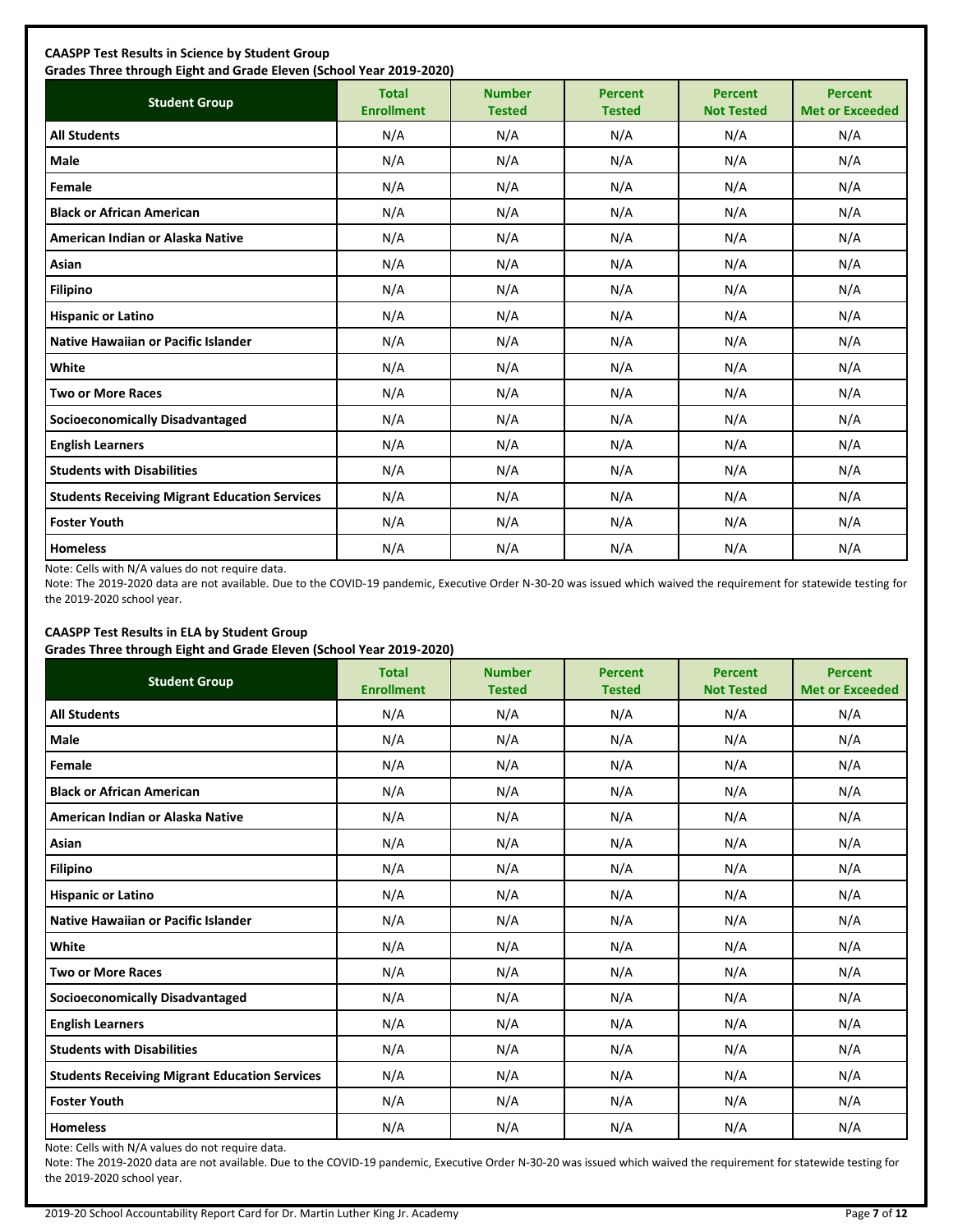**CAASPP Test Results in Science by Student Group**
**Grades Three through Eight and Grade Eleven (School Year 2019-2020)**

| Student Group | Total Enrollment | Number Tested | Percent Tested | Percent Not Tested | Percent Met or Exceeded |
|---|---|---|---|---|---|
| **All Students** | N/A | N/A | N/A | N/A | N/A |
| **Male** | N/A | N/A | N/A | N/A | N/A |
| **Female** | N/A | N/A | N/A | N/A | N/A |
| **Black or African American** | N/A | N/A | N/A | N/A | N/A |
| **American Indian or Alaska Native** | N/A | N/A | N/A | N/A | N/A |
| **Asian** | N/A | N/A | N/A | N/A | N/A |
| **Filipino** | N/A | N/A | N/A | N/A | N/A |
| **Hispanic or Latino** | N/A | N/A | N/A | N/A | N/A |
| **Native Hawaiian or Pacific Islander** | N/A | N/A | N/A | N/A | N/A |
| **White** | N/A | N/A | N/A | N/A | N/A |
| **Two or More Races** | N/A | N/A | N/A | N/A | N/A |
| **Socioeconomically Disadvantaged** | N/A | N/A | N/A | N/A | N/A |
| **English Learners** | N/A | N/A | N/A | N/A | N/A |
| **Students with Disabilities** | N/A | N/A | N/A | N/A | N/A |
| **Students Receiving Migrant Education Services** | N/A | N/A | N/A | N/A | N/A |
| **Foster Youth** | N/A | N/A | N/A | N/A | N/A |
| **Homeless** | N/A | N/A | N/A | N/A | N/A |

Note: Cells with N/A values do not require data.

Note: The 2019-2020 data are not available. Due to the COVID-19 pandemic, Executive Order N-30-20 was issued which waived the requirement for statewide testing for the 2019-2020 school year.

**CAASPP Test Results in ELA by Student Group**
**Grades Three through Eight and Grade Eleven (School Year 2019-2020)**

| Student Group | Total Enrollment | Number Tested | Percent Tested | Percent Not Tested | Percent Met or Exceeded |
|---|---|---|---|---|---|
| **All Students** | N/A | N/A | N/A | N/A | N/A |
| **Male** | N/A | N/A | N/A | N/A | N/A |
| **Female** | N/A | N/A | N/A | N/A | N/A |
| **Black or African American** | N/A | N/A | N/A | N/A | N/A |
| **American Indian or Alaska Native** | N/A | N/A | N/A | N/A | N/A |
| **Asian** | N/A | N/A | N/A | N/A | N/A |
| **Filipino** | N/A | N/A | N/A | N/A | N/A |
| **Hispanic or Latino** | N/A | N/A | N/A | N/A | N/A |
| **Native Hawaiian or Pacific Islander** | N/A | N/A | N/A | N/A | N/A |
| **White** | N/A | N/A | N/A | N/A | N/A |
| **Two or More Races** | N/A | N/A | N/A | N/A | N/A |
| **Socioeconomically Disadvantaged** | N/A | N/A | N/A | N/A | N/A |
| **English Learners** | N/A | N/A | N/A | N/A | N/A |
| **Students with Disabilities** | N/A | N/A | N/A | N/A | N/A |
| **Students Receiving Migrant Education Services** | N/A | N/A | N/A | N/A | N/A |
| **Foster Youth** | N/A | N/A | N/A | N/A | N/A |
| **Homeless** | N/A | N/A | N/A | N/A | N/A |

Note: Cells with N/A values do not require data.

Note: The 2019-2020 data are not available. Due to the COVID-19 pandemic, Executive Order N-30-20 was issued which waived the requirement for statewide testing for the 2019-2020 school year.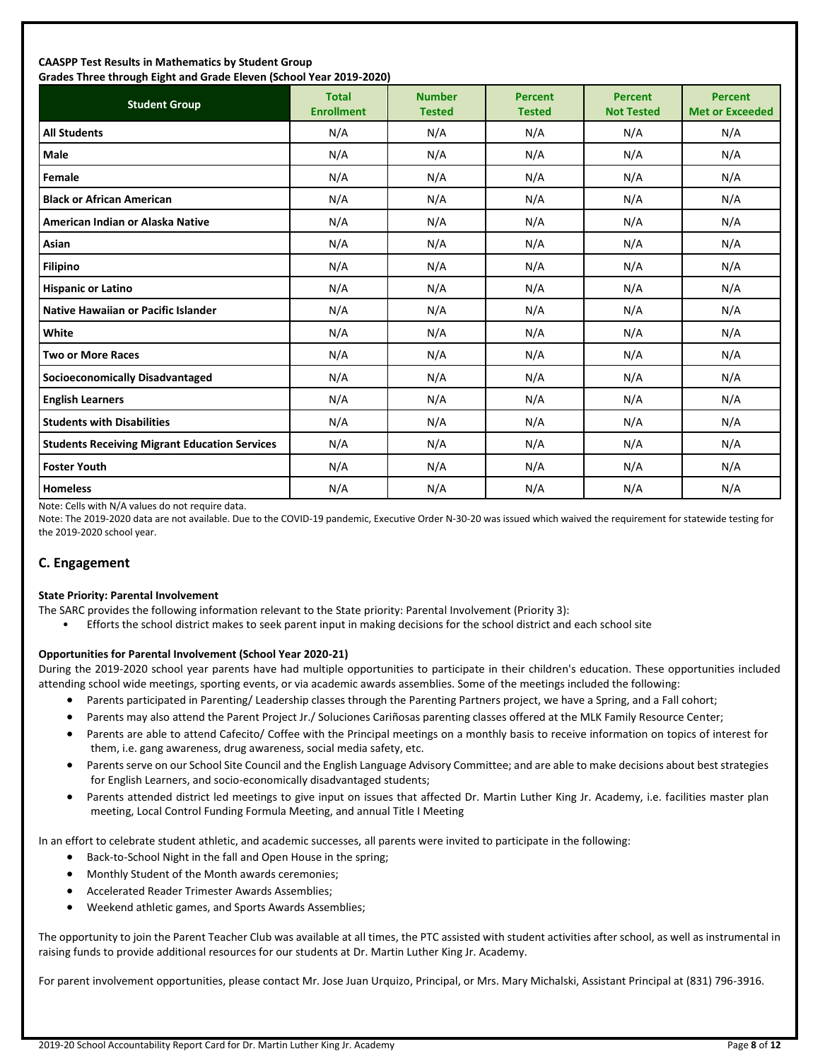**CAASPP Test Results in Mathematics by Student Group**
**Grades Three through Eight and Grade Eleven (School Year 2019-2020)**

| Student Group | Total Enrollment | Number Tested | Percent Tested | Percent Not Tested | Percent Met or Exceeded |
|---|---|---|---|---|---|
| **All Students** | N/A | N/A | N/A | N/A | N/A |
| **Male** | N/A | N/A | N/A | N/A | N/A |
| **Female** | N/A | N/A | N/A | N/A | N/A |
| **Black or African American** | N/A | N/A | N/A | N/A | N/A |
| **American Indian or Alaska Native** | N/A | N/A | N/A | N/A | N/A |
| **Asian** | N/A | N/A | N/A | N/A | N/A |
| **Filipino** | N/A | N/A | N/A | N/A | N/A |
| **Hispanic or Latino** | N/A | N/A | N/A | N/A | N/A |
| **Native Hawaiian or Pacific Islander** | N/A | N/A | N/A | N/A | N/A |
| **White** | N/A | N/A | N/A | N/A | N/A |
| **Two or More Races** | N/A | N/A | N/A | N/A | N/A |
| **Socioeconomically Disadvantaged** | N/A | N/A | N/A | N/A | N/A |
| **English Learners** | N/A | N/A | N/A | N/A | N/A |
| **Students with Disabilities** | N/A | N/A | N/A | N/A | N/A |
| **Students Receiving Migrant Education Services** | N/A | N/A | N/A | N/A | N/A |
| **Foster Youth** | N/A | N/A | N/A | N/A | N/A |
| **Homeless** | N/A | N/A | N/A | N/A | N/A |

Note: Cells with N/A values do not require data.

Note: The 2019-2020 data are not available. Due to the COVID-19 pandemic, Executive Order N-30-20 was issued which waived the requirement for statewide testing for the 2019-2020 school year.

## C. Engagement

**State Priority: Parental Involvement**

The SARC provides the following information relevant to the State priority: Parental Involvement (Priority 3):

- Efforts the school district makes to seek parent input in making decisions for the school district and each school site

**Opportunities for Parental Involvement (School Year 2020-21)**

During the 2019-2020 school year parents have had multiple opportunities to participate in their children's education. These opportunities included attending school wide meetings, sporting events, or via academic awards assemblies. Some of the meetings included the following:

- Parents participated in Parenting/ Leadership classes through the Parenting Partners project, we have a Spring, and a Fall cohort;
- Parents may also attend the Parent Project Jr./ Soluciones Cariñosas parenting classes offered at the MLK Family Resource Center;
- Parents are able to attend Cafecito/ Coffee with the Principal meetings on a monthly basis to receive information on topics of interest for them, i.e. gang awareness, drug awareness, social media safety, etc.
- Parents serve on our School Site Council and the English Language Advisory Committee; and are able to make decisions about best strategies for English Learners, and socio-economically disadvantaged students;
- Parents attended district led meetings to give input on issues that affected Dr. Martin Luther King Jr. Academy, i.e. facilities master plan meeting, Local Control Funding Formula Meeting, and annual Title I Meeting

In an effort to celebrate student athletic, and academic successes, all parents were invited to participate in the following:

- Back-to-School Night in the fall and Open House in the spring;
- Monthly Student of the Month awards ceremonies;
- Accelerated Reader Trimester Awards Assemblies;
- Weekend athletic games, and Sports Awards Assemblies;

The opportunity to join the Parent Teacher Club was available at all times, the PTC assisted with student activities after school, as well as instrumental in raising funds to provide additional resources for our students at Dr. Martin Luther King Jr. Academy.

For parent involvement opportunities, please contact Mr. Jose Juan Urquizo, Principal, or Mrs. Mary Michalski, Assistant Principal at (831) 796-3916.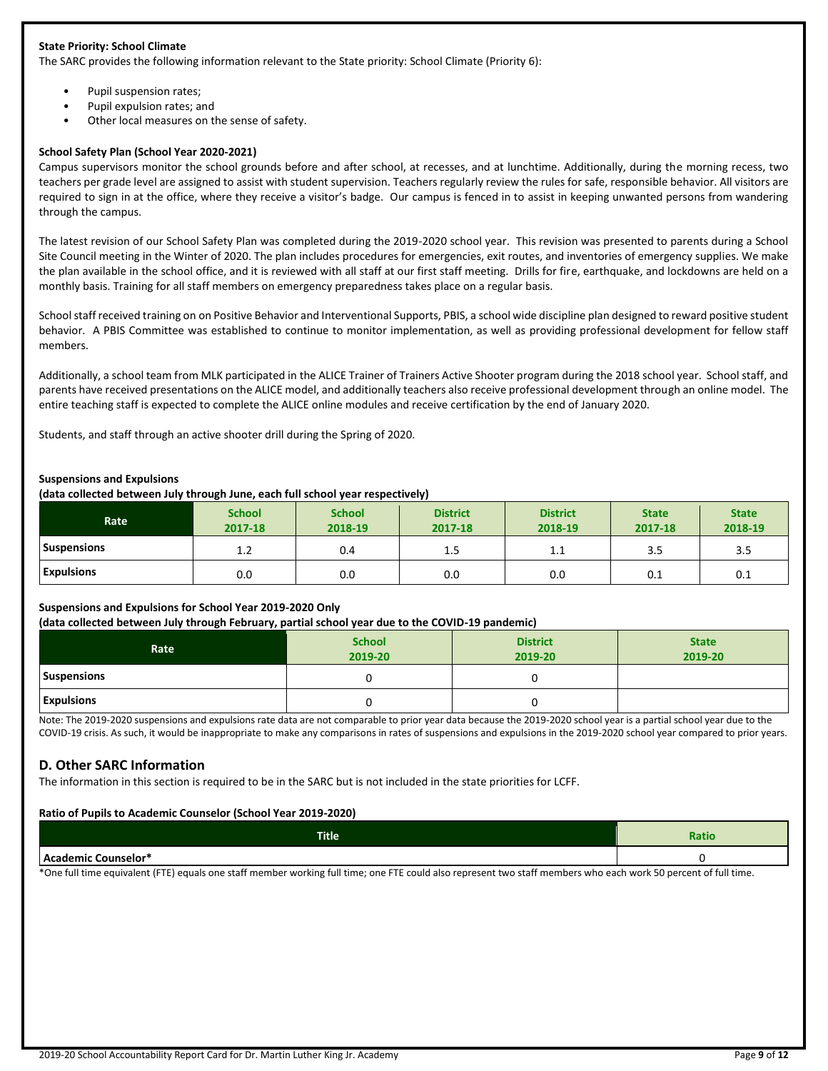**State Priority: School Climate**

The SARC provides the following information relevant to the State priority: School Climate (Priority 6):

- Pupil suspension rates;
- Pupil expulsion rates; and
- Other local measures on the sense of safety.

**School Safety Plan (School Year 2020-2021)**

Campus supervisors monitor the school grounds before and after school, at recesses, and at lunchtime. Additionally, during the morning recess, two teachers per grade level are assigned to assist with student supervision. Teachers regularly review the rules for safe, responsible behavior. All visitors are required to sign in at the office, where they receive a visitor's badge. Our campus is fenced in to assist in keeping unwanted persons from wandering through the campus.

The latest revision of our School Safety Plan was completed during the 2019-2020 school year. This revision was presented to parents during a School Site Council meeting in the Winter of 2020. The plan includes procedures for emergencies, exit routes, and inventories of emergency supplies. We make the plan available in the school office, and it is reviewed with all staff at our first staff meeting. Drills for fire, earthquake, and lockdowns are held on a monthly basis. Training for all staff members on emergency preparedness takes place on a regular basis.

School staff received training on on Positive Behavior and Interventional Supports, PBIS, a school wide discipline plan designed to reward positive student behavior. A PBIS Committee was established to continue to monitor implementation, as well as providing professional development for fellow staff members.

Additionally, a school team from MLK participated in the ALICE Trainer of Trainers Active Shooter program during the 2018 school year. School staff, and parents have received presentations on the ALICE model, and additionally teachers also receive professional development through an online model. The entire teaching staff is expected to complete the ALICE online modules and receive certification by the end of January 2020.

Students, and staff through an active shooter drill during the Spring of 2020.

**Suspensions and Expulsions**
**(data collected between July through June, each full school year respectively)**

| Rate | School 2017-18 | School 2018-19 | District 2017-18 | District 2018-19 | State 2017-18 | State 2018-19 |
|---|---|---|---|---|---|---|
| Suspensions | 1.2 | 0.4 | 1.5 | 1.1 | 3.5 | 3.5 |
| Expulsions | 0.0 | 0.0 | 0.0 | 0.0 | 0.1 | 0.1 |

**Suspensions and Expulsions for School Year 2019-2020 Only**
**(data collected between July through February, partial school year due to the COVID-19 pandemic)**

| Rate | School 2019-20 | District 2019-20 | State 2019-20 |
|---|---|---|---|
| Suspensions | 0 | 0 | |
| Expulsions | 0 | 0 | |

Note: The 2019-2020 suspensions and expulsions rate data are not comparable to prior year data because the 2019-2020 school year is a partial school year due to the COVID-19 crisis. As such, it would be inappropriate to make any comparisons in rates of suspensions and expulsions in the 2019-2020 school year compared to prior years.

## D. Other SARC Information

The information in this section is required to be in the SARC but is not included in the state priorities for LCFF.

**Ratio of Pupils to Academic Counselor (School Year 2019-2020)**

| Title | Ratio |
|---|---|
| Academic Counselor* | 0 |

*One full time equivalent (FTE) equals one staff member working full time; one FTE could also represent two staff members who each work 50 percent of full time.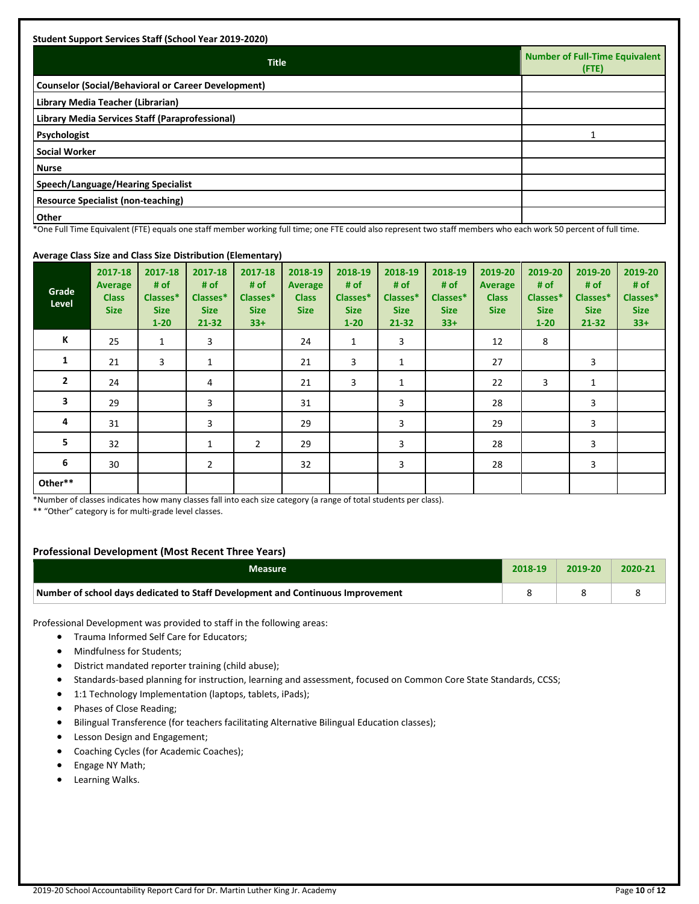**Student Support Services Staff (School Year 2019-2020)**

| Title | Number of Full-Time Equivalent (FTE) |
|---|---|
| Counselor (Social/Behavioral or Career Development) | |
| Library Media Teacher (Librarian) | |
| Library Media Services Staff (Paraprofessional) | |
| Psychologist | 1 |
| Social Worker | |
| Nurse | |
| Speech/Language/Hearing Specialist | |
| Resource Specialist (non-teaching) | |
| Other | |

*One Full Time Equivalent (FTE) equals one staff member working full time; one FTE could also represent two staff members who each work 50 percent of full time.

**Average Class Size and Class Size Distribution (Elementary)**

| Grade Level | 2017-18 Average Class Size | 2017-18 # of Classes* Size 1-20 | 2017-18 # of Classes* Size 21-32 | 2017-18 # of Classes* Size 33+ | 2018-19 Average Class Size | 2018-19 # of Classes* Size 1-20 | 2018-19 # of Classes* Size 21-32 | 2018-19 # of Classes* Size 33+ | 2019-20 Average Class Size | 2019-20 # of Classes* Size 1-20 | 2019-20 # of Classes* Size 21-32 | 2019-20 # of Classes* Size 33+ |
|---|---|---|---|---|---|---|---|---|---|---|---|---|
| K | 25 | 1 | 3 | | 24 | 1 | 3 | | 12 | 8 | | |
| 1 | 21 | 3 | 1 | | 21 | 3 | 1 | | 27 | | 3 | |
| 2 | 24 | | 4 | | 21 | 3 | 1 | | 22 | 3 | 1 | |
| 3 | 29 | | 3 | | 31 | | 3 | | 28 | | 3 | |
| 4 | 31 | | 3 | | 29 | | 3 | | 29 | | 3 | |
| 5 | 32 | | 1 | 2 | 29 | | 3 | | 28 | | 3 | |
| 6 | 30 | | 2 | | 32 | | 3 | | 28 | | 3 | |
| Other** | | | | | | | | | | | | |

*Number of classes indicates how many classes fall into each size category (a range of total students per class).

** "Other" category is for multi-grade level classes.

### Professional Development (Most Recent Three Years)

| Measure | 2018-19 | 2019-20 | 2020-21 |
|---|---|---|---|
| Number of school days dedicated to Staff Development and Continuous Improvement | 8 | 8 | 8 |

Professional Development was provided to staff in the following areas:

- Trauma Informed Self Care for Educators;
- Mindfulness for Students;
- District mandated reporter training (child abuse);
- Standards-based planning for instruction, learning and assessment, focused on Common Core State Standards, CCSS;
- 1:1 Technology Implementation (laptops, tablets, iPads);
- Phases of Close Reading;
- Bilingual Transference (for teachers facilitating Alternative Bilingual Education classes);
- Lesson Design and Engagement;
- Coaching Cycles (for Academic Coaches);
- Engage NY Math;
- Learning Walks.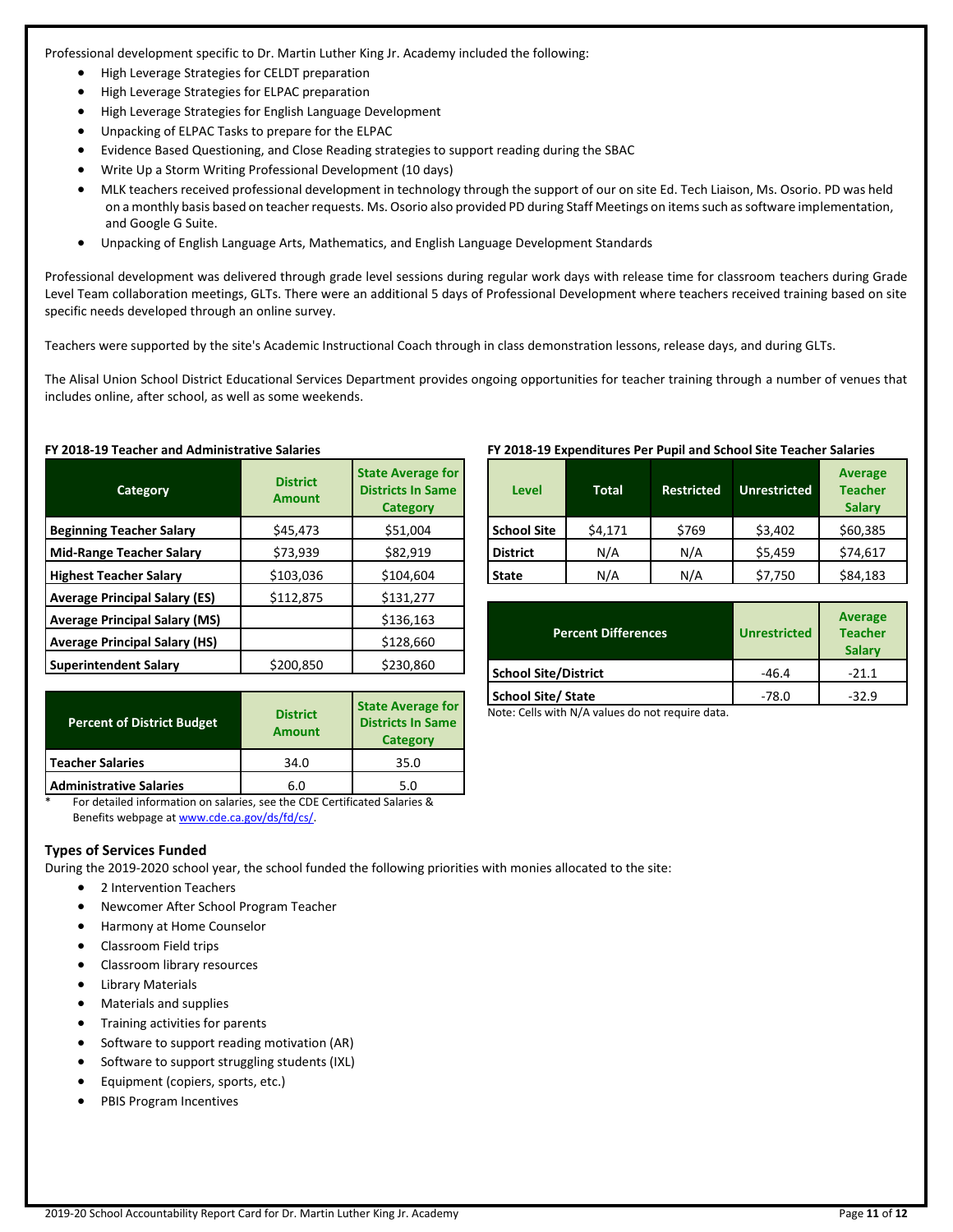Professional development specific to Dr. Martin Luther King Jr. Academy included the following:

- High Leverage Strategies for CELDT preparation
- High Leverage Strategies for ELPAC preparation
- High Leverage Strategies for English Language Development
- Unpacking of ELPAC Tasks to prepare for the ELPAC
- Evidence Based Questioning, and Close Reading strategies to support reading during the SBAC
- Write Up a Storm Writing Professional Development (10 days)
- MLK teachers received professional development in technology through the support of our on site Ed. Tech Liaison, Ms. Osorio. PD was held on a monthly basis based on teacher requests. Ms. Osorio also provided PD during Staff Meetings on items such as software implementation, and Google G Suite.
- Unpacking of English Language Arts, Mathematics, and English Language Development Standards

Professional development was delivered through grade level sessions during regular work days with release time for classroom teachers during Grade Level Team collaboration meetings, GLTs. There were an additional 5 days of Professional Development where teachers received training based on site specific needs developed through an online survey.

Teachers were supported by the site's Academic Instructional Coach through in class demonstration lessons, release days, and during GLTs.

The Alisal Union School District Educational Services Department provides ongoing opportunities for teacher training through a number of venues that includes online, after school, as well as some weekends.

**FY 2018-19 Teacher and Administrative Salaries**

| Category | District Amount | State Average for Districts In Same Category |
|---|---|---|
| **Beginning Teacher Salary** | $45,473 | $51,004 |
| **Mid-Range Teacher Salary** | $73,939 | $82,919 |
| **Highest Teacher Salary** | $103,036 | $104,604 |
| **Average Principal Salary (ES)** | $112,875 | $131,277 |
| **Average Principal Salary (MS)** | | $136,163 |
| **Average Principal Salary (HS)** | | $128,660 |
| **Superintendent Salary** | $200,850 | $230,860 |

| Percent of District Budget | District Amount | State Average for Districts In Same Category |
|---|---|---|
| **Teacher Salaries** | 34.0 | 35.0 |
| **Administrative Salaries** | 6.0 | 5.0 |

\* For detailed information on salaries, see the CDE Certificated Salaries & Benefits webpage at www.cde.ca.gov/ds/fd/cs/.

**FY 2018-19 Expenditures Per Pupil and School Site Teacher Salaries**

| Level | Total | Restricted | Unrestricted | Average Teacher Salary |
|---|---|---|---|---|
| **School Site** | $4,171 | $769 | $3,402 | $60,385 |
| **District** | N/A | N/A | $5,459 | $74,617 |
| **State** | N/A | N/A | $7,750 | $84,183 |

| Percent Differences | Unrestricted | Average Teacher Salary |
|---|---|---|
| **School Site/District** | -46.4 | -21.1 |
| **School Site/ State** | -78.0 | -32.9 |

Note: Cells with N/A values do not require data.

### Types of Services Funded

During the 2019-2020 school year, the school funded the following priorities with monies allocated to the site:

- 2 Intervention Teachers
- Newcomer After School Program Teacher
- Harmony at Home Counselor
- Classroom Field trips
- Classroom library resources
- Library Materials
- Materials and supplies
- Training activities for parents
- Software to support reading motivation (AR)
- Software to support struggling students (IXL)
- Equipment (copiers, sports, etc.)
- PBIS Program Incentives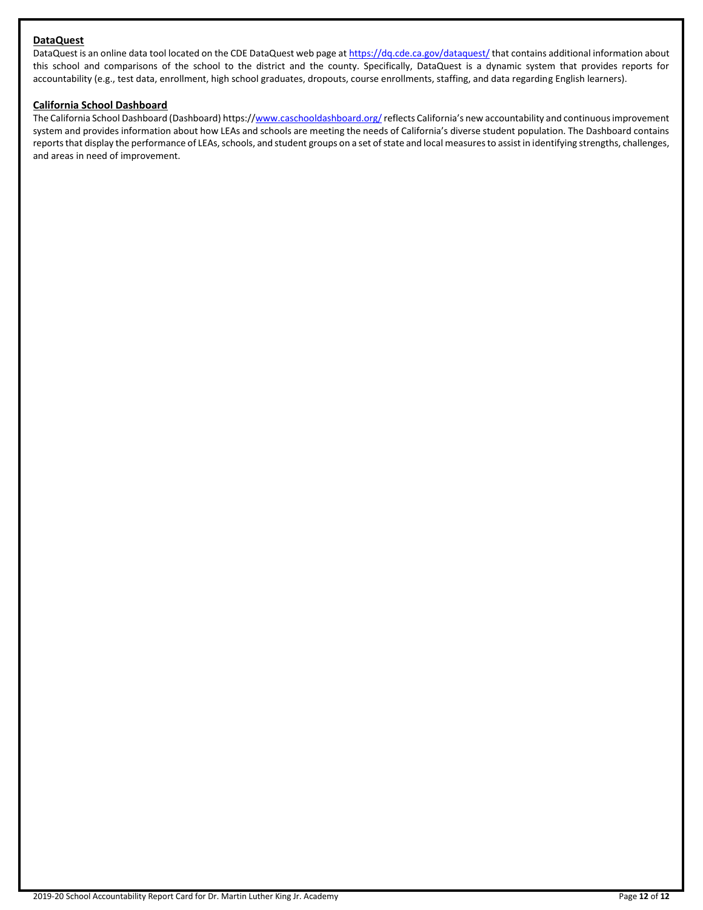**DataQuest**

DataQuest is an online data tool located on the CDE DataQuest web page at https://dq.cde.ca.gov/dataquest/ that contains additional information about this school and comparisons of the school to the district and the county. Specifically, DataQuest is a dynamic system that provides reports for accountability (e.g., test data, enrollment, high school graduates, dropouts, course enrollments, staffing, and data regarding English learners).

**California School Dashboard**

The California School Dashboard (Dashboard) https://www.caschooldashboard.org/ reflects California's new accountability and continuous improvement system and provides information about how LEAs and schools are meeting the needs of California's diverse student population. The Dashboard contains reports that display the performance of LEAs, schools, and student groups on a set of state and local measures to assist in identifying strengths, challenges, and areas in need of improvement.